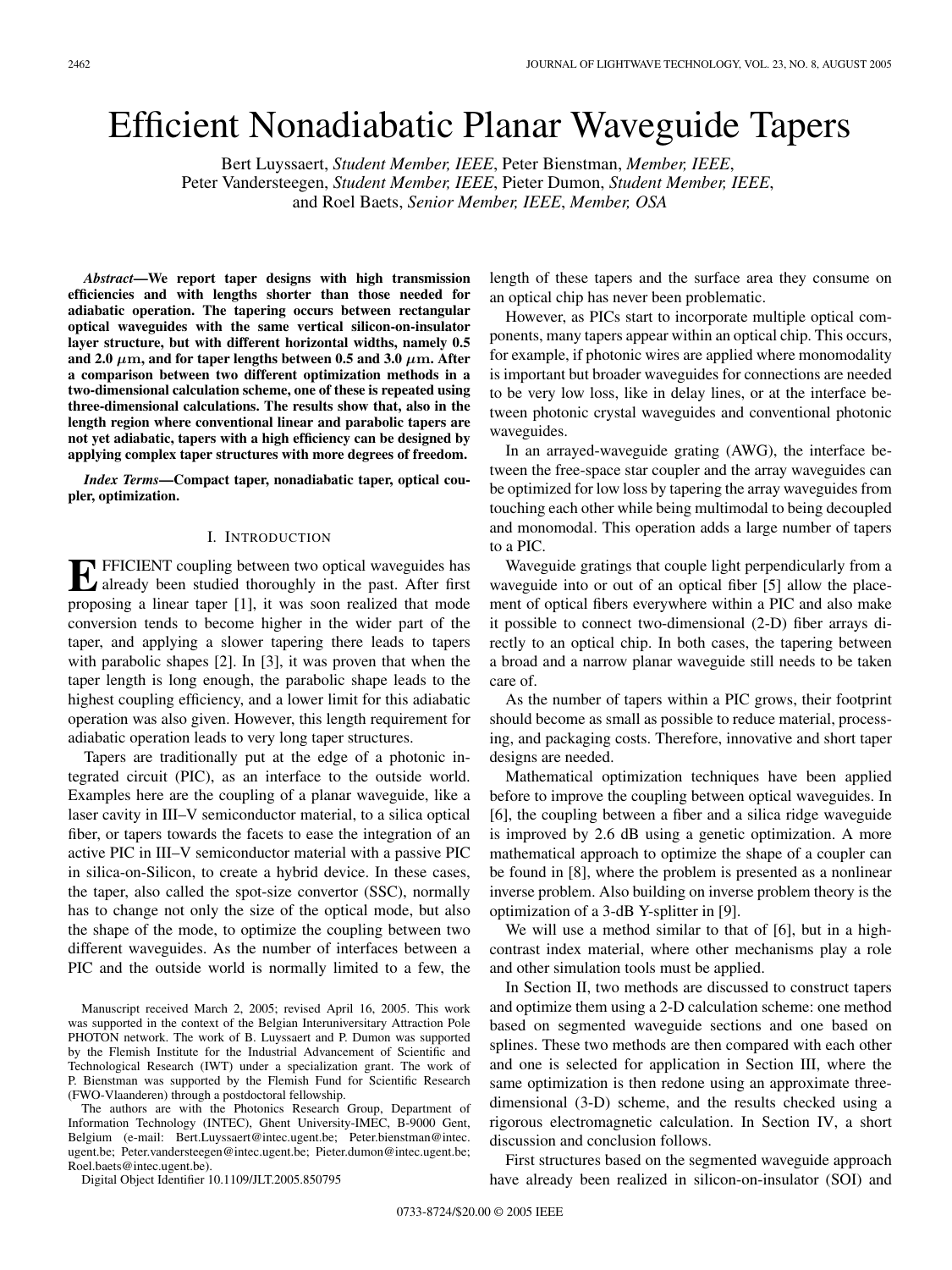# Efficient Nonadiabatic Planar Waveguide Tapers

Bert Luyssaert, *Student Member, IEEE*, Peter Bienstman, *Member, IEEE*, Peter Vandersteegen, *Student Member, IEEE*, Pieter Dumon, *Student Member, IEEE*, and Roel Baets, *Senior Member, IEEE*, *Member, OSA*

***Abstract*—We report taper designs with high transmission efficiencies and with lengths shorter than those needed for adiabatic operation. The tapering occurs between rectangular optical waveguides with the same vertical silicon-on-insulator layer structure, but with different horizontal widths, namely 0.5 and 2.0 $\mu$m, and for taper lengths between 0.5 and 3.0 $\mu$m. After a comparison between two different optimization methods in a two-dimensional calculation scheme, one of these is repeated using three-dimensional calculations. The results show that, also in the length region where conventional linear and parabolic tapers are not yet adiabatic, tapers with a high efficiency can be designed by applying complex taper structures with more degrees of freedom.**

***Index Terms*—Compact taper, nonadiabatic taper, optical coupler, optimization.**

## I. Introduction

EFFICIENT coupling between two optical waveguides has already been studied thoroughly in the past. After first proposing a linear taper [1], it was soon realized that mode conversion tends to become higher in the wider part of the taper, and applying a slower tapering there leads to tapers with parabolic shapes [2]. In [3], it was proven that when the taper length is long enough, the parabolic shape leads to the highest coupling efficiency, and a lower limit for this adiabatic operation was also given. However, this length requirement for adiabatic operation leads to very long taper structures.

Tapers are traditionally put at the edge of a photonic integrated circuit (PIC), as an interface to the outside world. Examples here are the coupling of a planar waveguide, like a laser cavity in III–V semiconductor material, to a silica optical fiber, or tapers towards the facets to ease the integration of an active PIC in III–V semiconductor material with a passive PIC in silica-on-Silicon, to create a hybrid device. In these cases, the taper, also called the spot-size convertor (SSC), normally has to change not only the size of the optical mode, but also the shape of the mode, to optimize the coupling between two different waveguides. As the number of interfaces between a PIC and the outside world is normally limited to a few, the length of these tapers and the surface area they consume on an optical chip has never been problematic.

However, as PICs start to incorporate multiple optical components, many tapers appear within an optical chip. This occurs, for example, if photonic wires are applied where monomodality is important but broader waveguides for connections are needed to be very low loss, like in delay lines, or at the interface between photonic crystal waveguides and conventional photonic waveguides.

In an arrayed-waveguide grating (AWG), the interface between the free-space star coupler and the array waveguides can be optimized for low loss by tapering the array waveguides from touching each other while being multimodal to being decoupled and monomodal. This operation adds a large number of tapers to a PIC.

Waveguide gratings that couple light perpendicularly from a waveguide into or out of an optical fiber [5] allow the placement of optical fibers everywhere within a PIC and also make it possible to connect two-dimensional (2-D) fiber arrays directly to an optical chip. In both cases, the tapering between a broad and a narrow planar waveguide still needs to be taken care of.

As the number of tapers within a PIC grows, their footprint should become as small as possible to reduce material, processing, and packaging costs. Therefore, innovative and short taper designs are needed.

Mathematical optimization techniques have been applied before to improve the coupling between optical waveguides. In [6], the coupling between a fiber and a silica ridge waveguide is improved by 2.6 dB using a genetic optimization. A more mathematical approach to optimize the shape of a coupler can be found in [8], where the problem is presented as a nonlinear inverse problem. Also building on inverse problem theory is the optimization of a 3-dB Y-splitter in [9].

We will use a method similar to that of [6], but in a high-contrast index material, where other mechanisms play a role and other simulation tools must be applied.

In Section II, two methods are discussed to construct tapers and optimize them using a 2-D calculation scheme: one method based on segmented waveguide sections and one based on splines. These two methods are then compared with each other and one is selected for application in Section III, where the same optimization is then redone using an approximate three-dimensional (3-D) scheme, and the results checked using a rigorous electromagnetic calculation. In Section IV, a short discussion and conclusion follows.

First structures based on the segmented waveguide approach have already been realized in silicon-on-insulator (SOI) and

---

Manuscript received March 2, 2005; revised April 16, 2005. This work was supported in the context of the Belgian Interuniversitary Attraction Pole PHOTON network. The work of B. Luyssaert and P. Dumon was supported by the Flemish Institute for the Industrial Advancement of Scientific and Technological Research (IWT) under a specialization grant. The work of P. Bienstman was supported by the Flemish Fund for Scientific Research (FWO-Vlaanderen) through a postdoctoral fellowship.

The authors are with the Photonics Research Group, Department of Information Technology (INTEC), Ghent University-IMEC, B-9000 Gent, Belgium (e-mail: Bert.Luyssaert@intec.ugent.be; Peter.bienstman@intec.ugent.be; Peter.vandersteegen@intec.ugent.be; Pieter.dumon@intec.ugent.be; Roel.baets@intec.ugent.be).

Digital Object Identifier 10.1109/JLT.2005.850795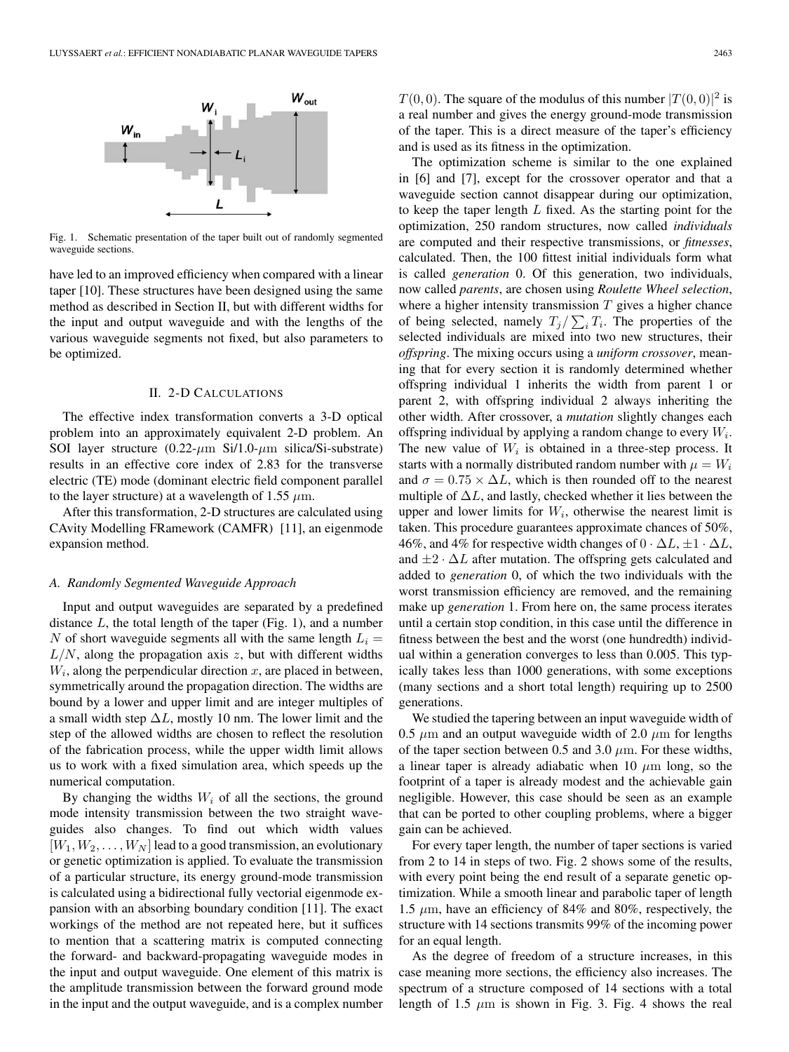Fig. 1. Schematic presentation of the taper built out of randomly segmented waveguide sections.

have led to an improved efficiency when compared with a linear taper [10]. These structures have been designed using the same method as described in Section II, but with different widths for the input and output waveguide and with the lengths of the various waveguide segments not fixed, but also parameters to be optimized.

## II. 2-D Calculations

The effective index transformation converts a 3-D optical problem into an approximately equivalent 2-D problem. An SOI layer structure (0.22-$\mu$m Si/1.0-$\mu$m silica/Si-substrate) results in an effective core index of 2.83 for the transverse electric (TE) mode (dominant electric field component parallel to the layer structure) at a wavelength of 1.55 $\mu$m.

After this transformation, 2-D structures are calculated using CAvity Modelling FRamework (CAMFR) [11], an eigenmode expansion method.

### A. Randomly Segmented Waveguide Approach

Input and output waveguides are separated by a predefined distance $L$, the total length of the taper (Fig. 1), and a number $N$ of short waveguide segments all with the same length $L_i = L/N$, along the propagation axis $z$, but with different widths $W_i$, along the perpendicular direction $x$, are placed in between, symmetrically around the propagation direction. The widths are bound by a lower and upper limit and are integer multiples of a small width step $\Delta L$, mostly 10 nm. The lower limit and the step of the allowed widths are chosen to reflect the resolution of the fabrication process, while the upper width limit allows us to work with a fixed simulation area, which speeds up the numerical computation.

By changing the widths $W_i$ of all the sections, the ground mode intensity transmission between the two straight waveguides also changes. To find out which width values $[W_1, W_2, \ldots, W_N]$ lead to a good transmission, an evolutionary or genetic optimization is applied. To evaluate the transmission of a particular structure, its energy ground-mode transmission is calculated using a bidirectional fully vectorial eigenmode expansion with an absorbing boundary condition [11]. The exact workings of the method are not repeated here, but it suffices to mention that a scattering matrix is computed connecting the forward- and backward-propagating waveguide modes in the input and output waveguide. One element of this matrix is the amplitude transmission between the forward ground mode in the input and the output waveguide, and is a complex number $T(0,0)$. The square of the modulus of this number $|T(0,0)|^2$ is a real number and gives the energy ground-mode transmission of the taper. This is a direct measure of the taper's efficiency and is used as its fitness in the optimization.

The optimization scheme is similar to the one explained in [6] and [7], except for the crossover operator and that a waveguide section cannot disappear during our optimization, to keep the taper length $L$ fixed. As the starting point for the optimization, 250 random structures, now called *individuals* are computed and their respective transmissions, or *fitnesses*, calculated. Then, the 100 fittest initial individuals form what is called *generation* 0. Of this generation, two individuals, now called *parents*, are chosen using *Roulette Wheel selection*, where a higher intensity transmission $T$ gives a higher chance of being selected, namely $T_j / \sum_i T_i$. The properties of the selected individuals are mixed into two new structures, their *offspring*. The mixing occurs using a *uniform crossover*, meaning that for every section it is randomly determined whether offspring individual 1 inherits the width from parent 1 or parent 2, with offspring individual 2 always inheriting the other width. After crossover, a *mutation* slightly changes each offspring individual by applying a random change to every $W_i$. The new value of $W_i$ is obtained in a three-step process. It starts with a normally distributed random number with $\mu = W_i$ and $\sigma = 0.75 \times \Delta L$, which is then rounded off to the nearest multiple of $\Delta L$, and lastly, checked whether it lies between the upper and lower limits for $W_i$, otherwise the nearest limit is taken. This procedure guarantees approximate chances of 50%, 46%, and 4% for respective width changes of $0 \cdot \Delta L$, $\pm 1 \cdot \Delta L$, and $\pm 2 \cdot \Delta L$ after mutation. The offspring gets calculated and added to *generation* 0, of which the two individuals with the worst transmission efficiency are removed, and the remaining make up *generation* 1. From here on, the same process iterates until a certain stop condition, in this case until the difference in fitness between the best and the worst (one hundredth) individual within a generation converges to less than 0.005. This typically takes less than 1000 generations, with some exceptions (many sections and a short total length) requiring up to 2500 generations.

We studied the tapering between an input waveguide width of 0.5 $\mu$m and an output waveguide width of 2.0 $\mu$m for lengths of the taper section between 0.5 and 3.0 $\mu$m. For these widths, a linear taper is already adiabatic when 10 $\mu$m long, so the footprint of a taper is already modest and the achievable gain negligible. However, this case should be seen as an example that can be ported to other coupling problems, where a bigger gain can be achieved.

For every taper length, the number of taper sections is varied from 2 to 14 in steps of two. Fig. 2 shows some of the results, with every point being the end result of a separate genetic optimization. While a smooth linear and parabolic taper of length 1.5 $\mu$m, have an efficiency of 84% and 80%, respectively, the structure with 14 sections transmits 99% of the incoming power for an equal length.

As the degree of freedom of a structure increases, in this case meaning more sections, the efficiency also increases. The spectrum of a structure composed of 14 sections with a total length of 1.5 $\mu$m is shown in Fig. 3. Fig. 4 shows the real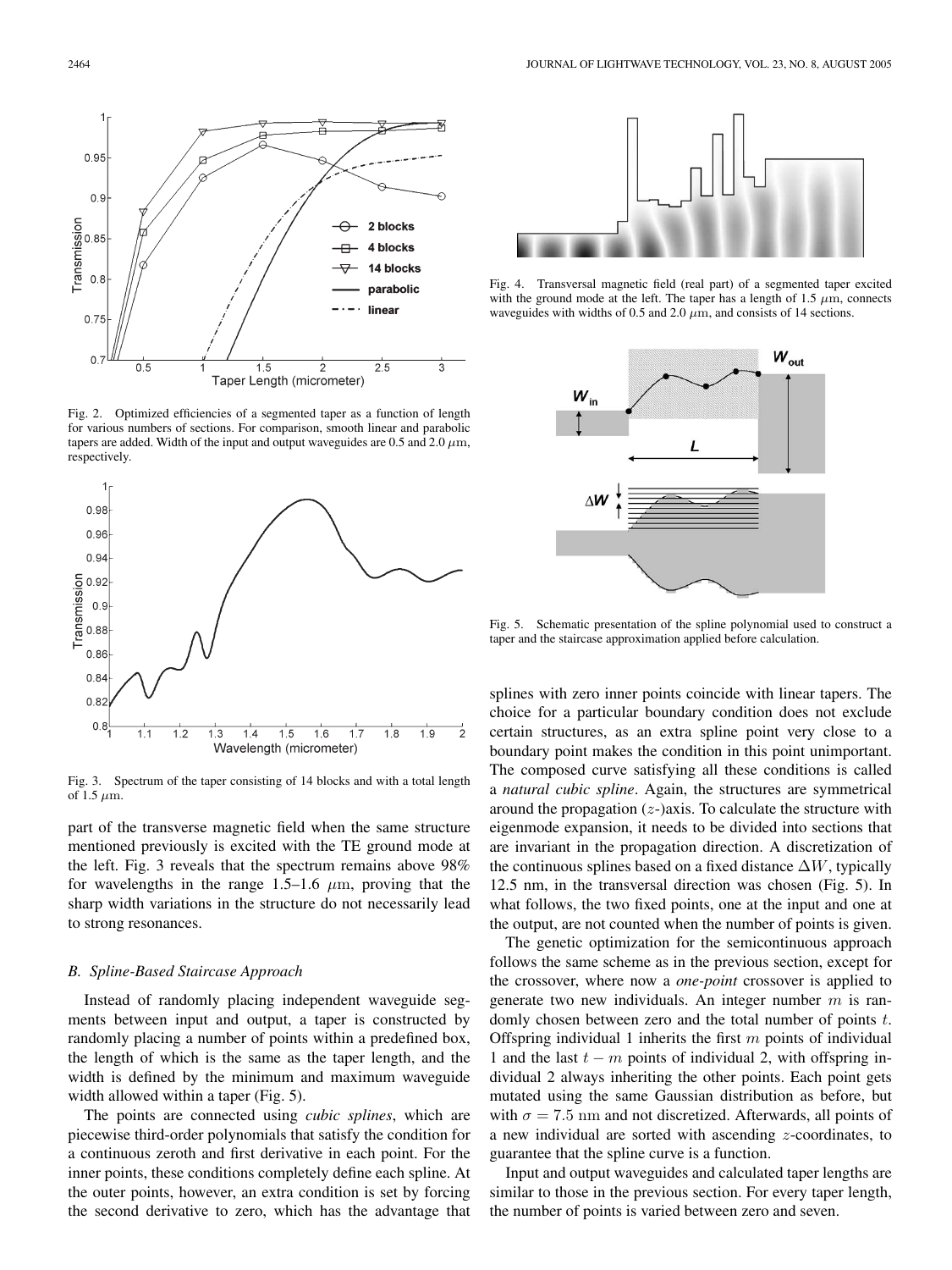Fig. 2. Optimized efficiencies of a segmented taper as a function of length for various numbers of sections. For comparison, smooth linear and parabolic tapers are added. Width of the input and output waveguides are 0.5 and 2.0 $\mu$m, respectively.

Fig. 3. Spectrum of the taper consisting of 14 blocks and with a total length of 1.5 $\mu$m.

part of the transverse magnetic field when the same structure mentioned previously is excited with the TE ground mode at the left. Fig. 3 reveals that the spectrum remains above 98% for wavelengths in the range 1.5–1.6 $\mu$m, proving that the sharp width variations in the structure do not necessarily lead to strong resonances.

### B. Spline-Based Staircase Approach

Instead of randomly placing independent waveguide segments between input and output, a taper is constructed by randomly placing a number of points within a predefined box, the length of which is the same as the taper length, and the width is defined by the minimum and maximum waveguide width allowed within a taper (Fig. 5).

The points are connected using *cubic splines*, which are piecewise third-order polynomials that satisfy the condition for a continuous zeroth and first derivative in each point. For the inner points, these conditions completely define each spline. At the outer points, however, an extra condition is set by forcing the second derivative to zero, which has the advantage that splines with zero inner points coincide with linear tapers. The choice for a particular boundary condition does not exclude certain structures, as an extra spline point very close to a boundary point makes the condition in this point unimportant. The composed curve satisfying all these conditions is called a *natural cubic spline*. Again, the structures are symmetrical around the propagation ($z$-)axis. To calculate the structure with eigenmode expansion, it needs to be divided into sections that are invariant in the propagation direction. A discretization of the continuous splines based on a fixed distance $\Delta W$, typically 12.5 nm, in the transversal direction was chosen (Fig. 5). In what follows, the two fixed points, one at the input and one at the output, are not counted when the number of points is given.

Fig. 4. Transversal magnetic field (real part) of a segmented taper excited with the ground mode at the left. The taper has a length of 1.5 $\mu$m, connects waveguides with widths of 0.5 and 2.0 $\mu$m, and consists of 14 sections.

Fig. 5. Schematic presentation of the spline polynomial used to construct a taper and the staircase approximation applied before calculation.

The genetic optimization for the semicontinuous approach follows the same scheme as in the previous section, except for the crossover, where now a *one-point* crossover is applied to generate two new individuals. An integer number $m$ is randomly chosen between zero and the total number of points $t$. Offspring individual 1 inherits the first $m$ points of individual 1 and the last $t - m$ points of individual 2, with offspring individual 2 always inheriting the other points. Each point gets mutated using the same Gaussian distribution as before, but with $\sigma = 7.5$ nm and not discretized. Afterwards, all points of a new individual are sorted with ascending $z$-coordinates, to guarantee that the spline curve is a function.

Input and output waveguides and calculated taper lengths are similar to those in the previous section. For every taper length, the number of points is varied between zero and seven.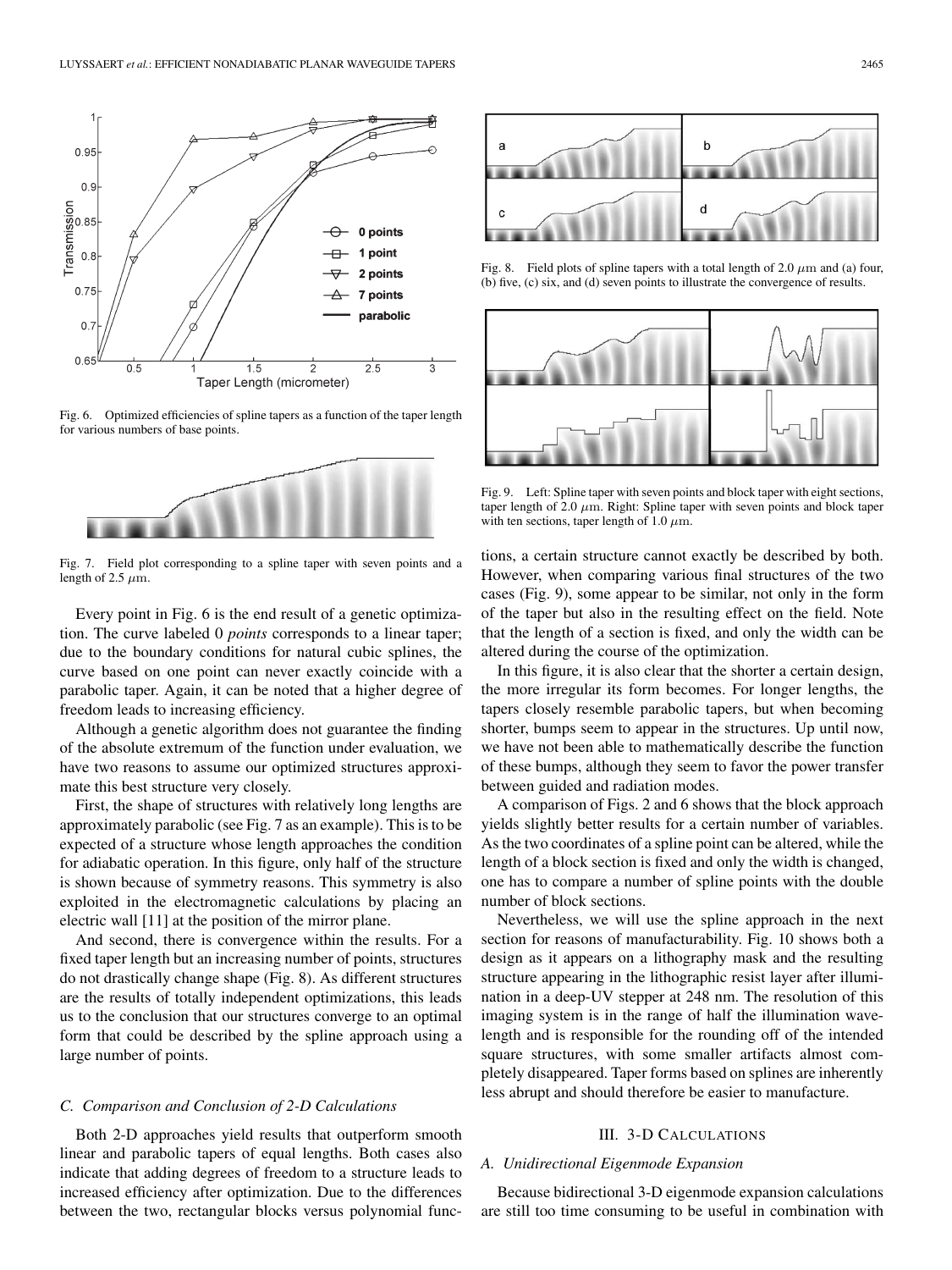Fig. 6. Optimized efficiencies of spline tapers as a function of the taper length for various numbers of base points.

Fig. 7. Field plot corresponding to a spline taper with seven points and a length of 2.5 $\mu$m.

Every point in Fig. 6 is the end result of a genetic optimization. The curve labeled 0 *points* corresponds to a linear taper; due to the boundary conditions for natural cubic splines, the curve based on one point can never exactly coincide with a parabolic taper. Again, it can be noted that a higher degree of freedom leads to increasing efficiency.

Although a genetic algorithm does not guarantee the finding of the absolute extremum of the function under evaluation, we have two reasons to assume our optimized structures approximate this best structure very closely.

First, the shape of structures with relatively long lengths are approximately parabolic (see Fig. 7 as an example). This is to be expected of a structure whose length approaches the condition for adiabatic operation. In this figure, only half of the structure is shown because of symmetry reasons. This symmetry is also exploited in the electromagnetic calculations by placing an electric wall [11] at the position of the mirror plane.

And second, there is convergence within the results. For a fixed taper length but an increasing number of points, structures do not drastically change shape (Fig. 8). As different structures are the results of totally independent optimizations, this leads us to the conclusion that our structures converge to an optimal form that could be described by the spline approach using a large number of points.

### C. Comparison and Conclusion of 2-D Calculations

Both 2-D approaches yield results that outperform smooth linear and parabolic tapers of equal lengths. Both cases also indicate that adding degrees of freedom to a structure leads to increased efficiency after optimization. Due to the differences between the two, rectangular blocks versus polynomial functions, a certain structure cannot exactly be described by both. However, when comparing various final structures of the two cases (Fig. 9), some appear to be similar, not only in the form of the taper but also in the resulting effect on the field. Note that the length of a section is fixed, and only the width can be altered during the course of the optimization.

Fig. 8. Field plots of spline tapers with a total length of 2.0 $\mu$m and (a) four, (b) five, (c) six, and (d) seven points to illustrate the convergence of results.

Fig. 9. Left: Spline taper with seven points and block taper with eight sections, taper length of 2.0 $\mu$m. Right: Spline taper with seven points and block taper with ten sections, taper length of 1.0 $\mu$m.

In this figure, it is also clear that the shorter a certain design, the more irregular its form becomes. For longer lengths, the tapers closely resemble parabolic tapers, but when becoming shorter, bumps seem to appear in the structures. Up until now, we have not been able to mathematically describe the function of these bumps, although they seem to favor the power transfer between guided and radiation modes.

A comparison of Figs. 2 and 6 shows that the block approach yields slightly better results for a certain number of variables. As the two coordinates of a spline point can be altered, while the length of a block section is fixed and only the width is changed, one has to compare a number of spline points with the double number of block sections.

Nevertheless, we will use the spline approach in the next section for reasons of manufacturability. Fig. 10 shows both a design as it appears on a lithography mask and the resulting structure appearing in the lithographic resist layer after illumination in a deep-UV stepper at 248 nm. The resolution of this imaging system is in the range of half the illumination wavelength and is responsible for the rounding off of the intended square structures, with some smaller artifacts almost completely disappeared. Taper forms based on splines are inherently less abrupt and should therefore be easier to manufacture.

## III. 3-D Calculations

### A. Unidirectional Eigenmode Expansion

Because bidirectional 3-D eigenmode expansion calculations are still too time consuming to be useful in combination with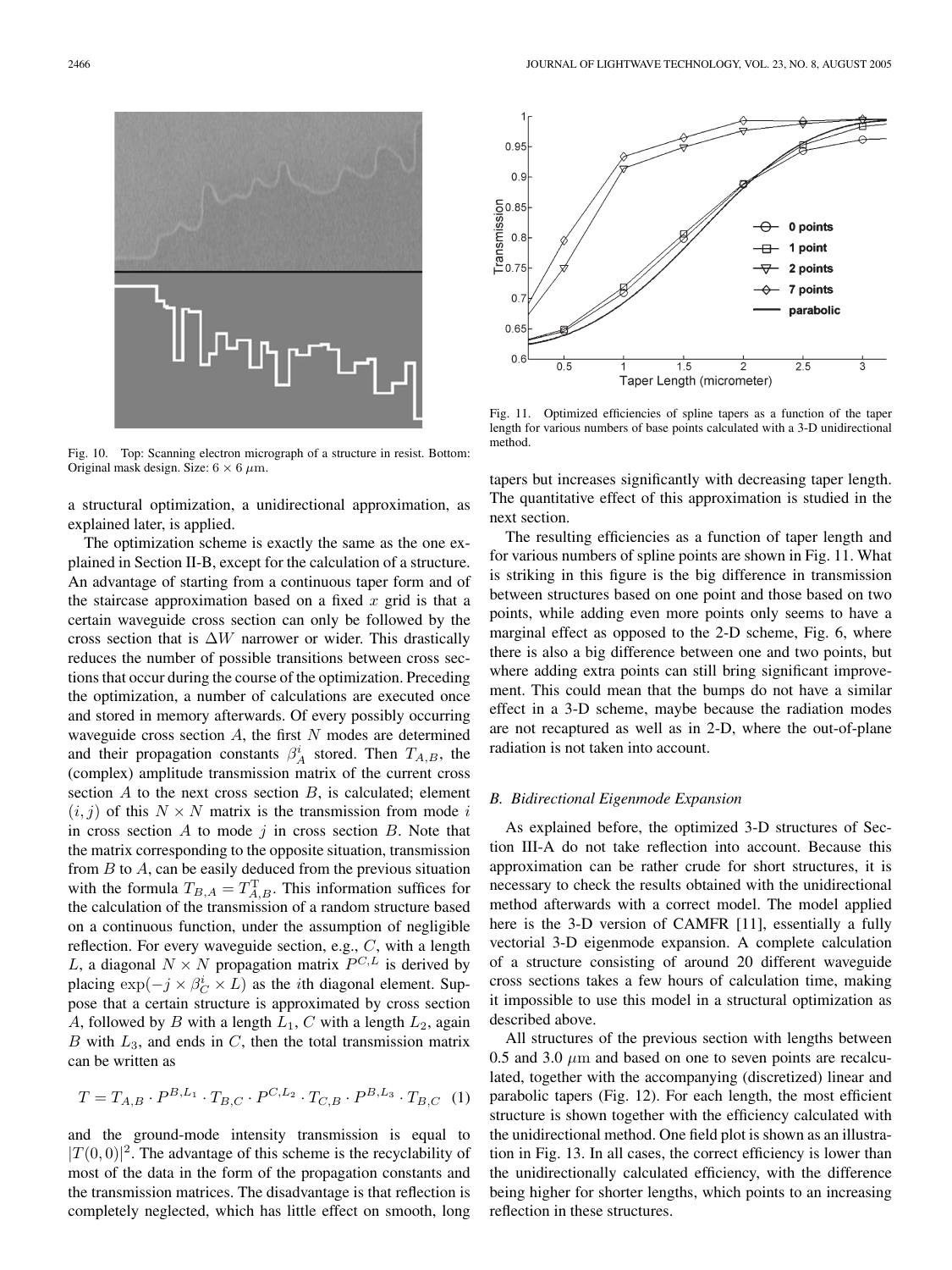Fig. 10. Top: Scanning electron micrograph of a structure in resist. Bottom: Original mask design. Size: $6 \times 6$ $\mu$m.

a structural optimization, a unidirectional approximation, as explained later, is applied.

The optimization scheme is exactly the same as the one explained in Section II-B, except for the calculation of a structure. An advantage of starting from a continuous taper form and of the staircase approximation based on a fixed $x$ grid is that a certain waveguide cross section can only be followed by the cross section that is $\Delta W$ narrower or wider. This drastically reduces the number of possible transitions between cross sections that occur during the course of the optimization. Preceding the optimization, a number of calculations are executed once and stored in memory afterwards. Of every possibly occurring waveguide cross section $A$, the first $N$ modes are determined and their propagation constants $\beta_A^i$ stored. Then $T_{A,B}$, the (complex) amplitude transmission matrix of the current cross section $A$ to the next cross section $B$, is calculated; element $(i, j)$ of this $N \times N$ matrix is the transmission from mode $i$ in cross section $A$ to mode $j$ in cross section $B$. Note that the matrix corresponding to the opposite situation, transmission from $B$ to $A$, can be easily deduced from the previous situation with the formula $T_{B,A} = T_{A,B}^{\mathrm{T}}$. This information suffices for the calculation of the transmission of a random structure based on a continuous function, under the assumption of negligible reflection. For every waveguide section, e.g., $C$, with a length $L$, a diagonal $N \times N$ propagation matrix $P^{C,L}$ is derived by placing $\exp(-j \times \beta_C^i \times L)$ as the $i$th diagonal element. Suppose that a certain structure is approximated by cross section $A$, followed by $B$ with a length $L_1$, $C$ with a length $L_2$, again $B$ with $L_3$, and ends in $C$, then the total transmission matrix can be written as

$$T = T_{A,B} \cdot P^{B,L_1} \cdot T_{B,C} \cdot P^{C,L_2} \cdot T_{C,B} \cdot P^{B,L_3} \cdot T_{B,C} \quad (1)$$

and the ground-mode intensity transmission is equal to $|T(0,0)|^2$. The advantage of this scheme is the recyclability of most of the data in the form of the propagation constants and the transmission matrices. The disadvantage is that reflection is completely neglected, which has little effect on smooth, long tapers but increases significantly with decreasing taper length. The quantitative effect of this approximation is studied in the next section.

Fig. 11. Optimized efficiencies of spline tapers as a function of the taper length for various numbers of base points calculated with a 3-D unidirectional method.

The resulting efficiencies as a function of taper length and for various numbers of spline points are shown in Fig. 11. What is striking in this figure is the big difference in transmission between structures based on one point and those based on two points, while adding even more points only seems to have a marginal effect as opposed to the 2-D scheme, Fig. 6, where there is also a big difference between one and two points, but where adding extra points can still bring significant improvement. This could mean that the bumps do not have a similar effect in a 3-D scheme, maybe because the radiation modes are not recaptured as well as in 2-D, where the out-of-plane radiation is not taken into account.

### B. Bidirectional Eigenmode Expansion

As explained before, the optimized 3-D structures of Section III-A do not take reflection into account. Because this approximation can be rather crude for short structures, it is necessary to check the results obtained with the unidirectional method afterwards with a correct model. The model applied here is the 3-D version of CAMFR [11], essentially a fully vectorial 3-D eigenmode expansion. A complete calculation of a structure consisting of around 20 different waveguide cross sections takes a few hours of calculation time, making it impossible to use this model in a structural optimization as described above.

All structures of the previous section with lengths between 0.5 and 3.0 $\mu$m and based on one to seven points are recalculated, together with the accompanying (discretized) linear and parabolic tapers (Fig. 12). For each length, the most efficient structure is shown together with the efficiency calculated with the unidirectional method. One field plot is shown as an illustration in Fig. 13. In all cases, the correct efficiency is lower than the unidirectionally calculated efficiency, with the difference being higher for shorter lengths, which points to an increasing reflection in these structures.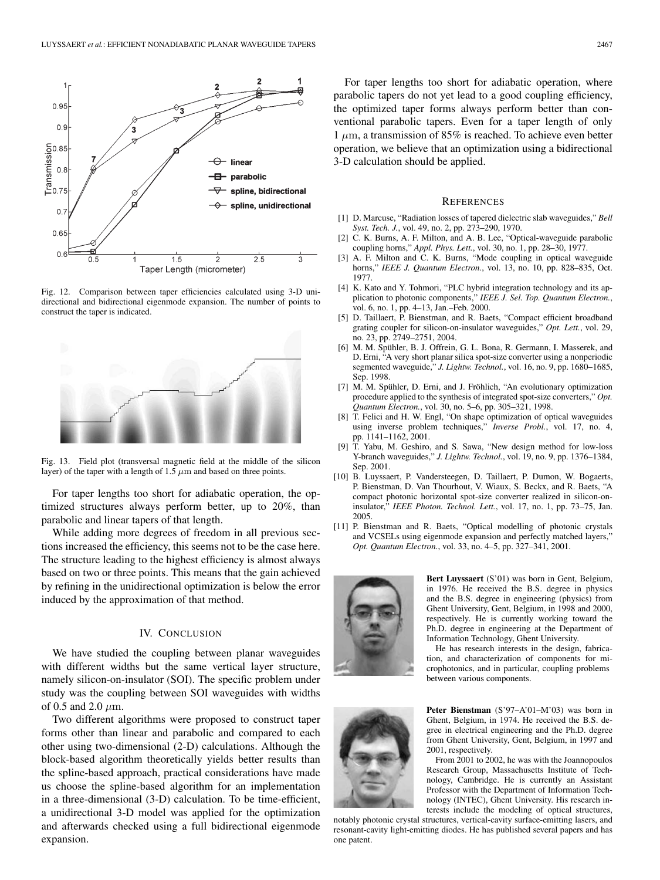Fig. 12. Comparison between taper efficiencies calculated using 3-D unidirectional and bidirectional eigenmode expansion. The number of points to construct the taper is indicated.

Fig. 13. Field plot (transversal magnetic field at the middle of the silicon layer) of the taper with a length of 1.5 $\mu$m and based on three points.

For taper lengths too short for adiabatic operation, the optimized structures always perform better, up to 20%, than parabolic and linear tapers of that length.

While adding more degrees of freedom in all previous sections increased the efficiency, this seems not to be the case here. The structure leading to the highest efficiency is almost always based on two or three points. This means that the gain achieved by refining in the unidirectional optimization is below the error induced by the approximation of that method.

## IV. Conclusion

We have studied the coupling between planar waveguides with different widths but the same vertical layer structure, namely silicon-on-insulator (SOI). The specific problem under study was the coupling between SOI waveguides with widths of 0.5 and 2.0 $\mu$m.

Two different algorithms were proposed to construct taper forms other than linear and parabolic and compared to each other using two-dimensional (2-D) calculations. Although the block-based algorithm theoretically yields better results than the spline-based approach, practical considerations have made us choose the spline-based algorithm for an implementation in a three-dimensional (3-D) calculation. To be time-efficient, a unidirectional 3-D model was applied for the optimization and afterwards checked using a full bidirectional eigenmode expansion.

For taper lengths too short for adiabatic operation, where parabolic tapers do not yet lead to a good coupling efficiency, the optimized taper forms always perform better than conventional parabolic tapers. Even for a taper length of only 1 $\mu$m, a transmission of 85% is reached. To achieve even better operation, we believe that an optimization using a bidirectional 3-D calculation should be applied.

## References

[1] D. Marcuse, "Radiation losses of tapered dielectric slab waveguides," *Bell Syst. Tech. J.*, vol. 49, no. 2, pp. 273–290, 1970.

[2] C. K. Burns, A. F. Milton, and A. B. Lee, "Optical-waveguide parabolic coupling horns," *Appl. Phys. Lett.*, vol. 30, no. 1, pp. 28–30, 1977.

[3] A. F. Milton and C. K. Burns, "Mode coupling in optical waveguide horns," *IEEE J. Quantum Electron.*, vol. 13, no. 10, pp. 828–835, Oct. 1977.

[4] K. Kato and Y. Tohmori, "PLC hybrid integration technology and its application to photonic components," *IEEE J. Sel. Top. Quantum Electron.*, vol. 6, no. 1, pp. 4–13, Jan.–Feb. 2000.

[5] D. Taillaert, P. Bienstman, and R. Baets, "Compact efficient broadband grating coupler for silicon-on-insulator waveguides," *Opt. Lett.*, vol. 29, no. 23, pp. 2749–2751, 2004.

[6] M. M. Spühler, B. J. Offrein, G. L. Bona, R. Germann, I. Masserek, and D. Erni, "A very short planar silica spot-size converter using a nonperiodic segmented waveguide," *J. Lightw. Technol.*, vol. 16, no. 9, pp. 1680–1685, Sep. 1998.

[7] M. M. Spühler, D. Erni, and J. Fröhlich, "An evolutionary optimization procedure applied to the synthesis of integrated spot-size converters," *Opt. Quantum Electron.*, vol. 30, no. 5–6, pp. 305–321, 1998.

[8] T. Felici and H. W. Engl, "On shape optimization of optical waveguides using inverse problem techniques," *Inverse Probl.*, vol. 17, no. 4, pp. 1141–1162, 2001.

[9] T. Yabu, M. Geshiro, and S. Sawa, "New design method for low-loss Y-branch waveguides," *J. Lightw. Technol.*, vol. 19, no. 9, pp. 1376–1384, Sep. 2001.

[10] B. Luyssaert, P. Vandersteegen, D. Taillaert, P. Dumon, W. Bogaerts, P. Bienstman, D. Van Thourhout, V. Wiaux, S. Beckx, and R. Baets, "A compact photonic horizontal spot-size converter realized in silicon-on-insulator," *IEEE Photon. Technol. Lett.*, vol. 17, no. 1, pp. 73–75, Jan. 2005.

[11] P. Bienstman and R. Baets, "Optical modelling of photonic crystals and VCSELs using eigenmode expansion and perfectly matched layers," *Opt. Quantum Electron.*, vol. 33, no. 4–5, pp. 327–341, 2001.

**Bert Luyssaert** (S'01) was born in Gent, Belgium, in 1976. He received the B.S. degree in physics and the B.S. degree in engineering (physics) from Ghent University, Gent, Belgium, in 1998 and 2000, respectively. He is currently working toward the Ph.D. degree in engineering at the Department of Information Technology, Ghent University.

He has research interests in the design, fabrication, and characterization of components for microphotonics, and in particular, coupling problems between various components.

**Peter Bienstman** (S'97–A'01–M'03) was born in Ghent, Belgium, in 1974. He received the B.S. degree in electrical engineering and the Ph.D. degree from Ghent University, Gent, Belgium, in 1997 and 2001, respectively.

From 2001 to 2002, he was with the Joannopoulos Research Group, Massachusetts Institute of Technology, Cambridge. He is currently an Assistant Professor with the Department of Information Technology (INTEC), Ghent University. His research interests include the modeling of optical structures, notably photonic crystal structures, vertical-cavity surface-emitting lasers, and resonant-cavity light-emitting diodes. He has published several papers and has one patent.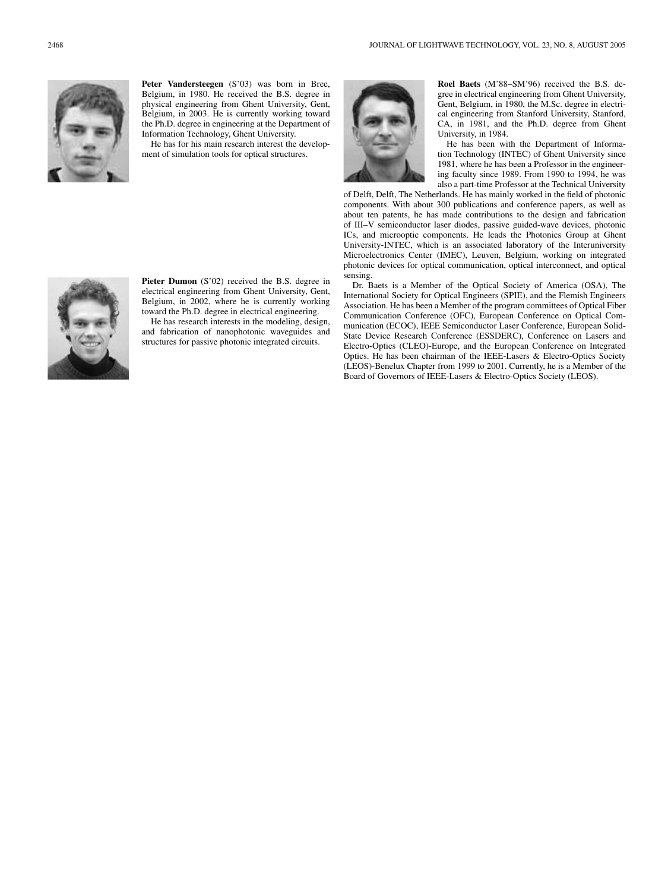**Peter Vandersteegen** (S'03) was born in Bree, Belgium, in 1980. He received the B.S. degree in physical engineering from Ghent University, Gent, Belgium, in 2003. He is currently working toward the Ph.D. degree in engineering at the Department of Information Technology, Ghent University.

He has for his main research interest the development of simulation tools for optical structures.

**Pieter Dumon** (S'02) received the B.S. degree in electrical engineering from Ghent University, Gent, Belgium, in 2002, where he is currently working toward the Ph.D. degree in electrical engineering.

He has research interests in the modeling, design, and fabrication of nanophotonic waveguides and structures for passive photonic integrated circuits.

**Roel Baets** (M'88–SM'96) received the B.S. degree in electrical engineering from Ghent University, Gent, Belgium, in 1980, the M.Sc. degree in electrical engineering from Stanford University, Stanford, CA, in 1981, and the Ph.D. degree from Ghent University, in 1984.

He has been with the Department of Information Technology (INTEC) of Ghent University since 1981, where he has been a Professor in the engineering faculty since 1989. From 1990 to 1994, he was also a part-time Professor at the Technical University of Delft, Delft, The Netherlands. He has mainly worked in the field of photonic components. With about 300 publications and conference papers, as well as about ten patents, he has made contributions to the design and fabrication of III–V semiconductor laser diodes, passive guided-wave devices, photonic ICs, and microoptic components. He leads the Photonics Group at Ghent University-INTEC, which is an associated laboratory of the Interuniversity Microelectronics Center (IMEC), Leuven, Belgium, working on integrated photonic devices for optical communication, optical interconnect, and optical sensing.

Dr. Baets is a Member of the Optical Society of America (OSA), The International Society for Optical Engineers (SPIE), and the Flemish Engineers Association. He has been a Member of the program committees of Optical Fiber Communication Conference (OFC), European Conference on Optical Communication (ECOC), IEEE Semiconductor Laser Conference, European Solid-State Device Research Conference (ESSDERC), Conference on Lasers and Electro-Optics (CLEO)-Europe, and the European Conference on Integrated Optics. He has been chairman of the IEEE-Lasers & Electro-Optics Society (LEOS)-Benelux Chapter from 1999 to 2001. Currently, he is a Member of the Board of Governors of IEEE-Lasers & Electro-Optics Society (LEOS).